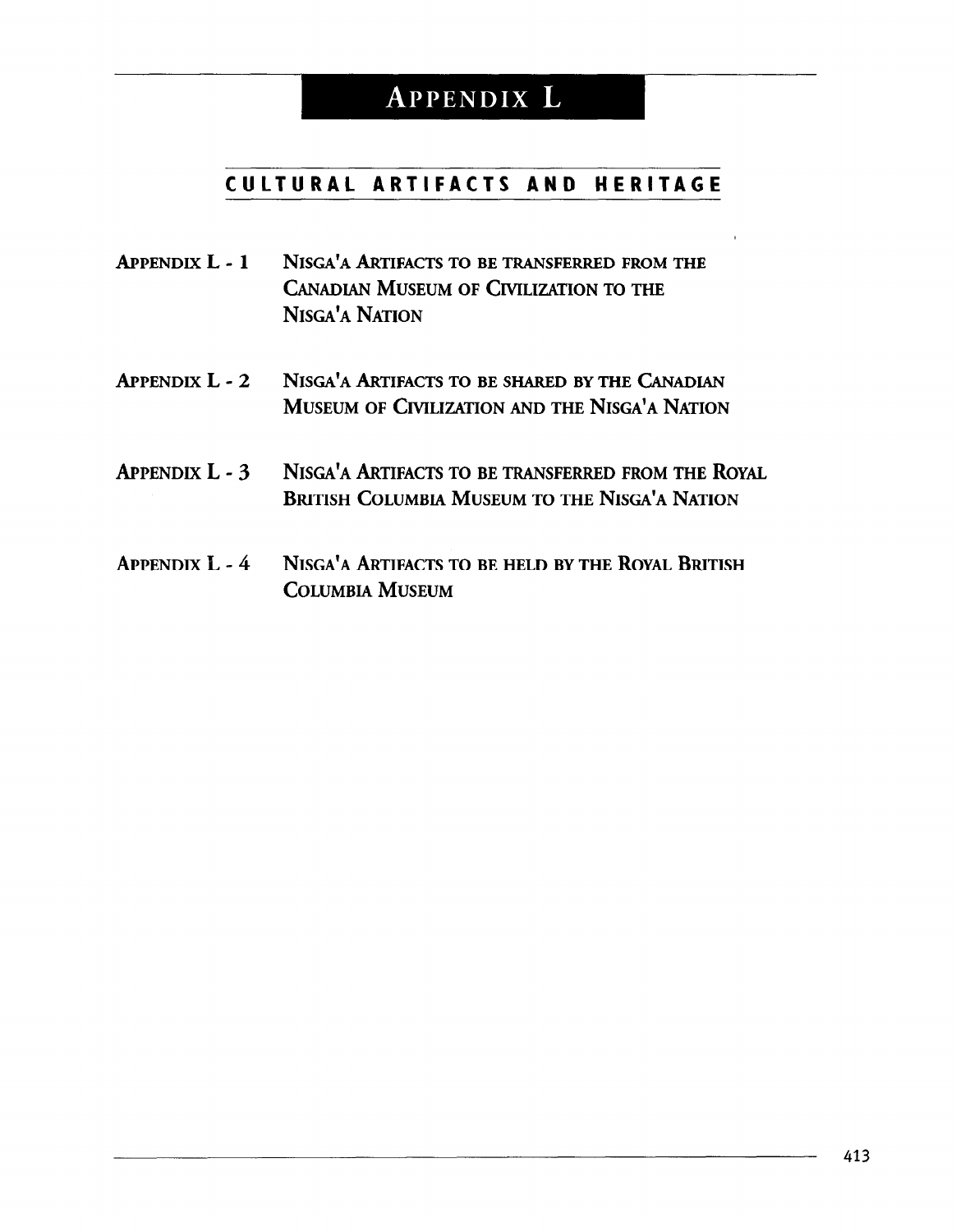# APPENDIX L

## CULTURAL ARTIFACTS AND HERITAGE

**APPENDIX L - 1** NISGA'A ARTIFACTS TO BE TRANSFERRED FROM THE CANADIAN MUSEUM OF CIVILIZATION TO THE NISGA'A NATION

**APPENDIX L - 2** NISGA'A ARTIFACTS TO BE SHARED BY THE CANADIAN MUSEUM OF CIVILIZATION AND THE NISGA'A NATION

**APPENDIX L - 3** NISGA'A ARTIFACTS TO BE TRANSFERRED FROM THE ROYAL BRITISH COLUMBIA MUSEUM TO THE NISGA'A NATION

**APPENDIX L - 4** NISGA'A ARTIFACTS TO BE HELD BY THE ROYAL BRITISH COLUMBIA MUSEUM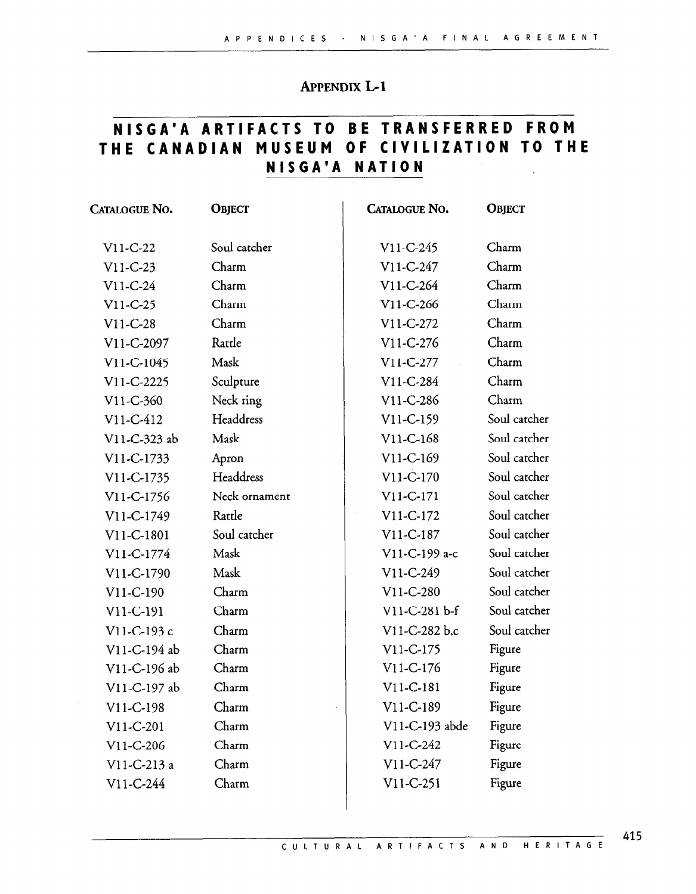# Appendix L-1

## NISGA'A ARTIFACTS TO BE TRANSFERRED FROM THE CANADIAN MUSEUM OF CIVILIZATION TO THE NISGA'A NATION

| Catalogue No. | Object | Catalogue No. | Object |
|---|---|---|---|
| V11-C-22 | Soul catcher | V11-C-245 | Charm |
| V11-C-23 | Charm | V11-C-247 | Charm |
| V11-C-24 | Charm | V11-C-264 | Charm |
| V11-C-25 | Charm | V11-C-266 | Charm |
| V11-C-28 | Charm | V11-C-272 | Charm |
| V11-C-2097 | Rattle | V11-C-276 | Charm |
| V11-C-1045 | Mask | V11-C-277 | Charm |
| V11-C-2225 | Sculpture | V11-C-284 | Charm |
| V11-C-360 | Neck ring | V11-C-286 | Charm |
| V11-C-412 | Headdress | V11-C-159 | Soul catcher |
| V11-C-323 ab | Mask | V11-C-168 | Soul catcher |
| V11-C-1733 | Apron | V11-C-169 | Soul catcher |
| V11-C-1735 | Headdress | V11-C-170 | Soul catcher |
| V11-C-1756 | Neck ornament | V11-C-171 | Soul catcher |
| V11-C-1749 | Rattle | V11-C-172 | Soul catcher |
| V11-C-1801 | Soul catcher | V11-C-187 | Soul catcher |
| V11-C-1774 | Mask | V11-C-199 a-c | Soul catcher |
| V11-C-1790 | Mask | V11-C-249 | Soul catcher |
| V11-C-190 | Charm | V11-C-280 | Soul catcher |
| V11-C-191 | Charm | V11-C-281 b-f | Soul catcher |
| V11-C-193 c | Charm | V11-C-282 b,c | Soul catcher |
| V11-C-194 ab | Charm | V11-C-175 | Figure |
| V11-C-196 ab | Charm | V11-C-176 | Figure |
| V11-C-197 ab | Charm | V11-C-181 | Figure |
| V11-C-198 | Charm | V11-C-189 | Figure |
| V11-C-201 | Charm | V11-C-193 abde | Figure |
| V11-C-206 | Charm | V11-C-242 | Figure |
| V11-C-213 a | Charm | V11-C-247 | Figure |
| V11-C-244 | Charm | V11-C-251 | Figure |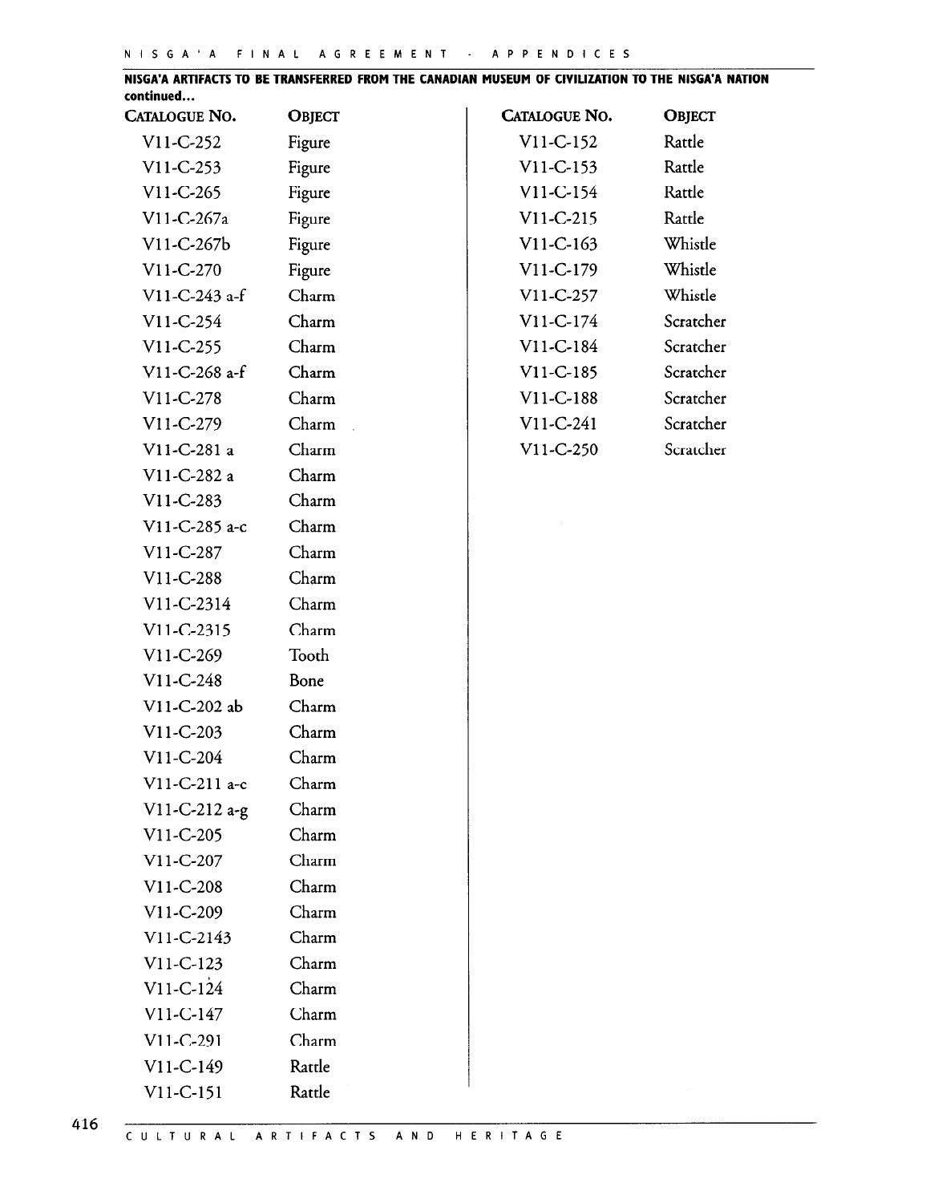**NISGA'A ARTIFACTS TO BE TRANSFERRED FROM THE CANADIAN MUSEUM OF CIVILIZATION TO THE NISGA'A NATION continued...**

| CATALOGUE NO. | OBJECT |
|---|---|
| V11-C-252 | Figure |
| V11-C-253 | Figure |
| V11-C-265 | Figure |
| V11-C-267a | Figure |
| V11-C-267b | Figure |
| V11-C-270 | Figure |
| V11-C-243 a-f | Charm |
| V11-C-254 | Charm |
| V11-C-255 | Charm |
| V11-C-268 a-f | Charm |
| V11-C-278 | Charm |
| V11-C-279 | Charm |
| V11-C-281 a | Charm |
| V11-C-282 a | Charm |
| V11-C-283 | Charm |
| V11-C-285 a-c | Charm |
| V11-C-287 | Charm |
| V11-C-288 | Charm |
| V11-C-2314 | Charm |
| V11-C-2315 | Charm |
| V11-C-269 | Tooth |
| V11-C-248 | Bone |
| V11-C-202 ab | Charm |
| V11-C-203 | Charm |
| V11-C-204 | Charm |
| V11-C-211 a-c | Charm |
| V11-C-212 a-g | Charm |
| V11-C-205 | Charm |
| V11-C-207 | Charm |
| V11-C-208 | Charm |
| V11-C-209 | Charm |
| V11-C-2143 | Charm |
| V11-C-123 | Charm |
| V11-C-124 | Charm |
| V11-C-147 | Charm |
| V11-C-291 | Charm |
| V11-C-149 | Rattle |
| V11-C-151 | Rattle |
| V11-C-152 | Rattle |
| V11-C-153 | Rattle |
| V11-C-154 | Rattle |
| V11-C-215 | Rattle |
| V11-C-163 | Whistle |
| V11-C-179 | Whistle |
| V11-C-257 | Whistle |
| V11-C-174 | Scratcher |
| V11-C-184 | Scratcher |
| V11-C-185 | Scratcher |
| V11-C-188 | Scratcher |
| V11-C-241 | Scratcher |
| V11-C-250 | Scratcher |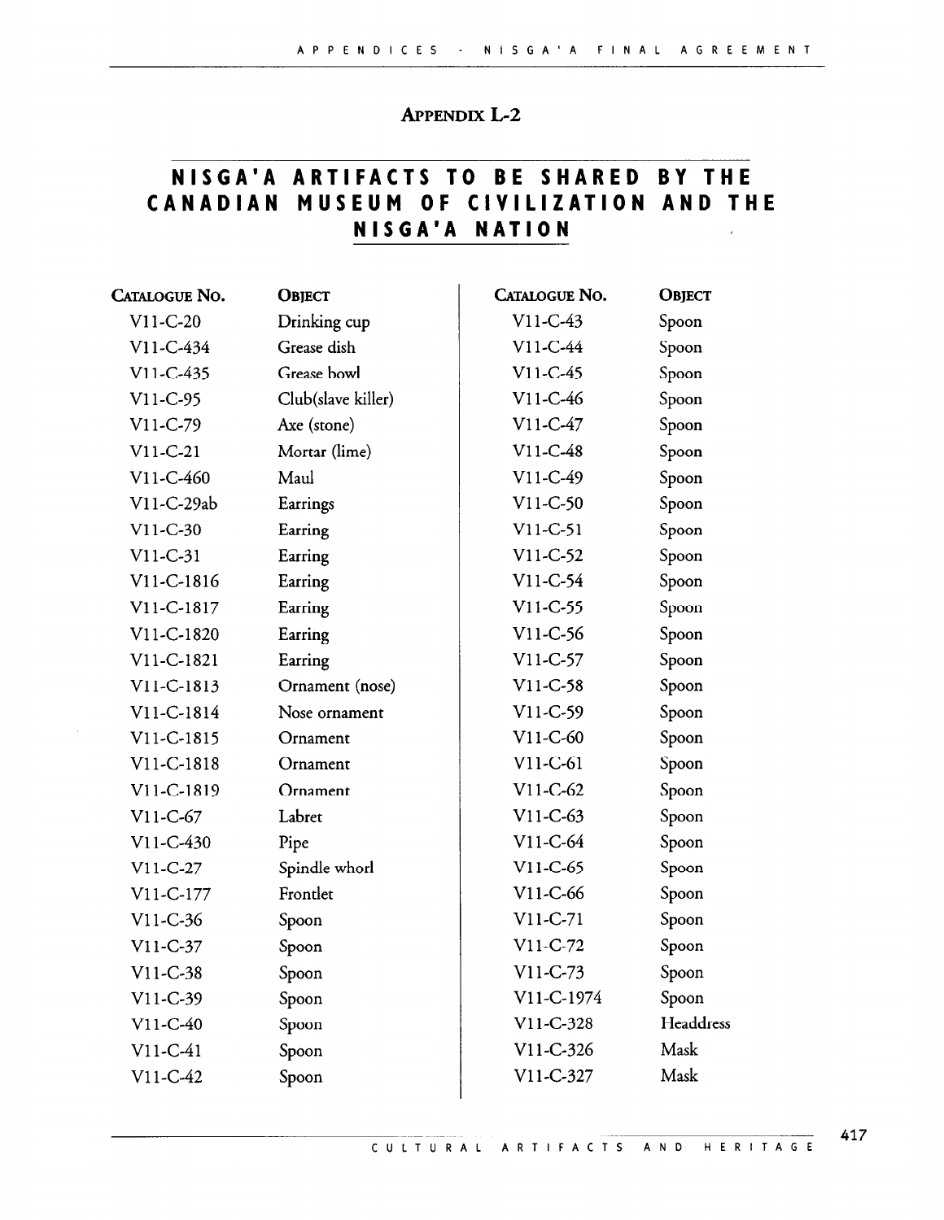## Appendix L-2

# NISGA'A ARTIFACTS TO BE SHARED BY THE CANADIAN MUSEUM OF CIVILIZATION AND THE NISGA'A NATION

| Catalogue No. | Object | Catalogue No. | Object |
|---|---|---|---|
| V11-C-20 | Drinking cup | V11-C-43 | Spoon |
| V11-C-434 | Grease dish | V11-C-44 | Spoon |
| V11-C-435 | Grease bowl | V11-C-45 | Spoon |
| V11-C-95 | Club(slave killer) | V11-C-46 | Spoon |
| V11-C-79 | Axe (stone) | V11-C-47 | Spoon |
| V11-C-21 | Mortar (lime) | V11-C-48 | Spoon |
| V11-C-460 | Maul | V11-C-49 | Spoon |
| V11-C-29ab | Earrings | V11-C-50 | Spoon |
| V11-C-30 | Earring | V11-C-51 | Spoon |
| V11-C-31 | Earring | V11-C-52 | Spoon |
| V11-C-1816 | Earring | V11-C-54 | Spoon |
| V11-C-1817 | Earring | V11-C-55 | Spoon |
| V11-C-1820 | Earring | V11-C-56 | Spoon |
| V11-C-1821 | Earring | V11-C-57 | Spoon |
| V11-C-1813 | Ornament (nose) | V11-C-58 | Spoon |
| V11-C-1814 | Nose ornament | V11-C-59 | Spoon |
| V11-C-1815 | Ornament | V11-C-60 | Spoon |
| V11-C-1818 | Ornament | V11-C-61 | Spoon |
| V11-C-1819 | Ornament | V11-C-62 | Spoon |
| V11-C-67 | Labret | V11-C-63 | Spoon |
| V11-C-430 | Pipe | V11-C-64 | Spoon |
| V11-C-27 | Spindle whorl | V11-C-65 | Spoon |
| V11-C-177 | Frontlet | V11-C-66 | Spoon |
| V11-C-36 | Spoon | V11-C-71 | Spoon |
| V11-C-37 | Spoon | V11-C-72 | Spoon |
| V11-C-38 | Spoon | V11-C-73 | Spoon |
| V11-C-39 | Spoon | V11-C-1974 | Spoon |
| V11-C-40 | Spoon | V11-C-328 | Headdress |
| V11-C-41 | Spoon | V11-C-326 | Mask |
| V11-C-42 | Spoon | V11-C-327 | Mask |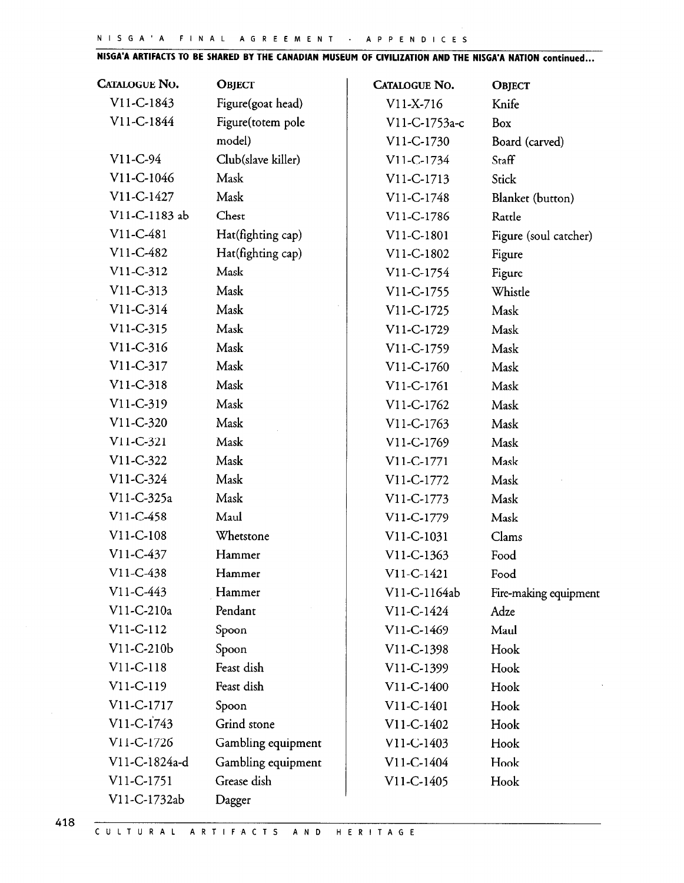**NISGA'A ARTIFACTS TO BE SHARED BY THE CANADIAN MUSEUM OF CIVILIZATION AND THE NISGA'A NATION continued...**

| Catalogue No. | Object |
|---|---|
| V11-C-1843 | Figure(goat head) |
| V11-C-1844 | Figure(totem pole model) |
| V11-C-94 | Club(slave killer) |
| V11-C-1046 | Mask |
| V11-C-1427 | Mask |
| V11-C-1183 ab | Chest |
| V11-C-481 | Hat(fighting cap) |
| V11-C-482 | Hat(fighting cap) |
| V11-C-312 | Mask |
| V11-C-313 | Mask |
| V11-C-314 | Mask |
| V11-C-315 | Mask |
| V11-C-316 | Mask |
| V11-C-317 | Mask |
| V11-C-318 | Mask |
| V11-C-319 | Mask |
| V11-C-320 | Mask |
| V11-C-321 | Mask |
| V11-C-322 | Mask |
| V11-C-324 | Mask |
| V11-C-325a | Mask |
| V11-C-458 | Maul |
| V11-C-108 | Whetstone |
| V11-C-437 | Hammer |
| V11-C-438 | Hammer |
| V11-C-443 | Hammer |
| V11-C-210a | Pendant |
| V11-C-112 | Spoon |
| V11-C-210b | Spoon |
| V11-C-118 | Feast dish |
| V11-C-119 | Feast dish |
| V11-C-1717 | Spoon |
| V11-C-1743 | Grind stone |
| V11-C-1726 | Gambling equipment |
| V11-C-1824a-d | Gambling equipment |
| V11-C-1751 | Grease dish |
| V11-C-1732ab | Dagger |
| V11-X-716 | Knife |
| V11-C-1753a-c | Box |
| V11-C-1730 | Board (carved) |
| V11-C-1734 | Staff |
| V11-C-1713 | Stick |
| V11-C-1748 | Blanket (button) |
| V11-C-1786 | Rattle |
| V11-C-1801 | Figure (soul catcher) |
| V11-C-1802 | Figure |
| V11-C-1754 | Figure |
| V11-C-1755 | Whistle |
| V11-C-1725 | Mask |
| V11-C-1729 | Mask |
| V11-C-1759 | Mask |
| V11-C-1760 | Mask |
| V11-C-1761 | Mask |
| V11-C-1762 | Mask |
| V11-C-1763 | Mask |
| V11-C-1769 | Mask |
| V11-C-1771 | Mask |
| V11-C-1772 | Mask |
| V11-C-1773 | Mask |
| V11-C-1779 | Mask |
| V11-C-1031 | Clams |
| V11-C-1363 | Food |
| V11-C-1421 | Food |
| V11-C-1164ab | Fire-making equipment |
| V11-C-1424 | Adze |
| V11-C-1469 | Maul |
| V11-C-1398 | Hook |
| V11-C-1399 | Hook |
| V11-C-1400 | Hook |
| V11-C-1401 | Hook |
| V11-C-1402 | Hook |
| V11-C-1403 | Hook |
| V11-C-1404 | Hook |
| V11-C-1405 | Hook |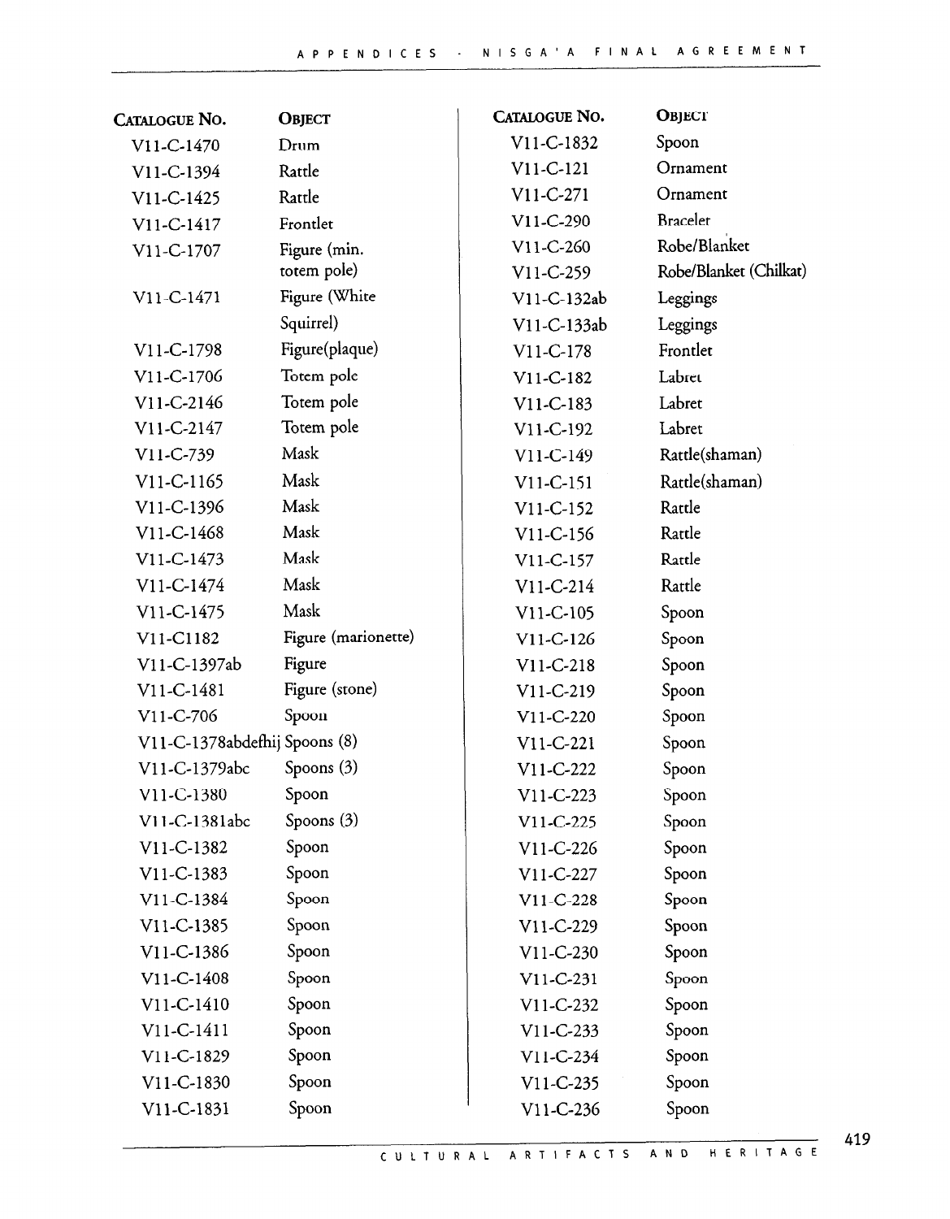| Catalogue No. | Object |
|---|---|
| V11-C-1470 | Drum |
| V11-C-1394 | Rattle |
| V11-C-1425 | Rattle |
| V11-C-1417 | Frontlet |
| V11-C-1707 | Figure (min. totem pole) |
| V11-C-1471 | Figure (White Squirrel) |
| V11-C-1798 | Figure(plaque) |
| V11-C-1706 | Totem pole |
| V11-C-2146 | Totem pole |
| V11-C-2147 | Totem pole |
| V11-C-739 | Mask |
| V11-C-1165 | Mask |
| V11-C-1396 | Mask |
| V11-C-1468 | Mask |
| V11-C-1473 | Mask |
| V11-C-1474 | Mask |
| V11-C-1475 | Mask |
| V11-C1182 | Figure (marionette) |
| V11-C-1397ab | Figure |
| V11-C-1481 | Figure (stone) |
| V11-C-706 | Spoon |
| V11-C-1378abdefhij | Spoons (8) |
| V11-C-1379abc | Spoons (3) |
| V11-C-1380 | Spoon |
| V11-C-1381abc | Spoons (3) |
| V11-C-1382 | Spoon |
| V11-C-1383 | Spoon |
| V11-C-1384 | Spoon |
| V11-C-1385 | Spoon |
| V11-C-1386 | Spoon |
| V11-C-1408 | Spoon |
| V11-C-1410 | Spoon |
| V11-C-1411 | Spoon |
| V11-C-1829 | Spoon |
| V11-C-1830 | Spoon |
| V11-C-1831 | Spoon |
| V11-C-1832 | Spoon |
| V11-C-121 | Ornament |
| V11-C-271 | Ornament |
| V11-C-290 | Bracelet |
| V11-C-260 | Robe/Blanket |
| V11-C-259 | Robe/Blanket (Chilkat) |
| V11-C-132ab | Leggings |
| V11-C-133ab | Leggings |
| V11-C-178 | Frontlet |
| V11-C-182 | Labret |
| V11-C-183 | Labret |
| V11-C-192 | Labret |
| V11-C-149 | Rattle(shaman) |
| V11-C-151 | Rattle(shaman) |
| V11-C-152 | Rattle |
| V11-C-156 | Rattle |
| V11-C-157 | Rattle |
| V11-C-214 | Rattle |
| V11-C-105 | Spoon |
| V11-C-126 | Spoon |
| V11-C-218 | Spoon |
| V11-C-219 | Spoon |
| V11-C-220 | Spoon |
| V11-C-221 | Spoon |
| V11-C-222 | Spoon |
| V11-C-223 | Spoon |
| V11-C-225 | Spoon |
| V11-C-226 | Spoon |
| V11-C-227 | Spoon |
| V11-C-228 | Spoon |
| V11-C-229 | Spoon |
| V11-C-230 | Spoon |
| V11-C-231 | Spoon |
| V11-C-232 | Spoon |
| V11-C-233 | Spoon |
| V11-C-234 | Spoon |
| V11-C-235 | Spoon |
| V11-C-236 | Spoon |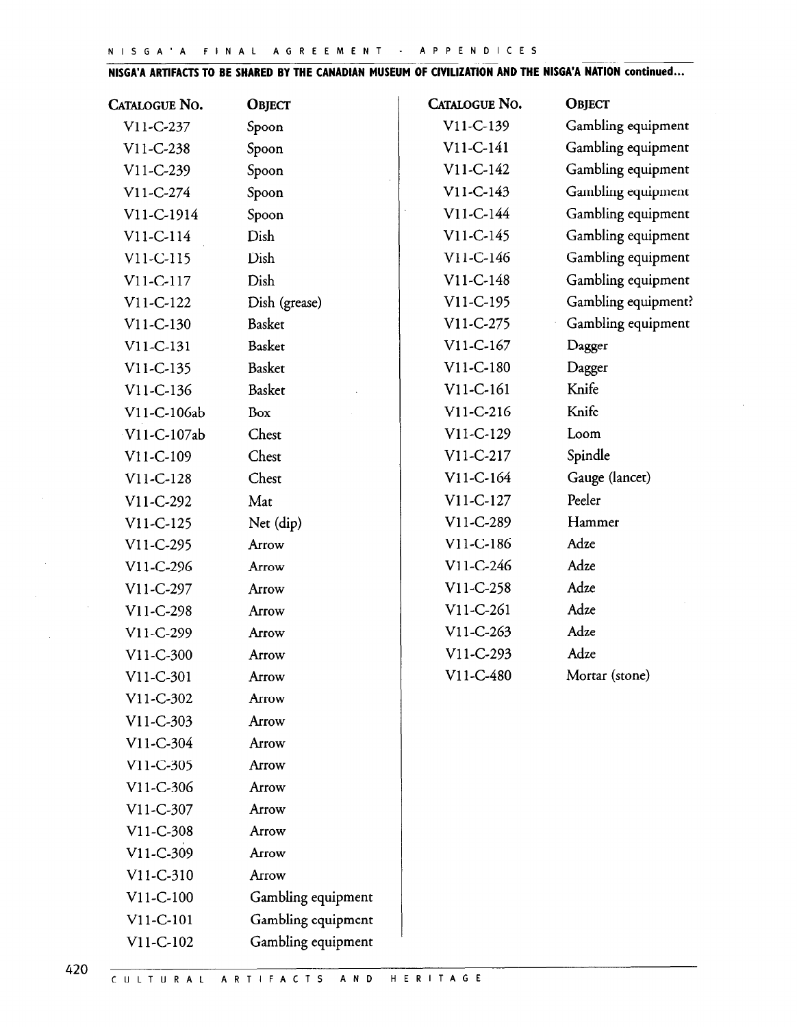**NISGA'A ARTIFACTS TO BE SHARED BY THE CANADIAN MUSEUM OF CIVILIZATION AND THE NISGA'A NATION continued...**

| Catalogue No. | Object |
|---|---|
| V11-C-237 | Spoon |
| V11-C-238 | Spoon |
| V11-C-239 | Spoon |
| V11-C-274 | Spoon |
| V11-C-1914 | Spoon |
| V11-C-114 | Dish |
| V11-C-115 | Dish |
| V11-C-117 | Dish |
| V11-C-122 | Dish (grease) |
| V11-C-130 | Basket |
| V11-C-131 | Basket |
| V11-C-135 | Basket |
| V11-C-136 | Basket |
| V11-C-106ab | Box |
| V11-C-107ab | Chest |
| V11-C-109 | Chest |
| V11-C-128 | Chest |
| V11-C-292 | Mat |
| V11-C-125 | Net (dip) |
| V11-C-295 | Arrow |
| V11-C-296 | Arrow |
| V11-C-297 | Arrow |
| V11-C-298 | Arrow |
| V11-C-299 | Arrow |
| V11-C-300 | Arrow |
| V11-C-301 | Arrow |
| V11-C-302 | Arrow |
| V11-C-303 | Arrow |
| V11-C-304 | Arrow |
| V11-C-305 | Arrow |
| V11-C-306 | Arrow |
| V11-C-307 | Arrow |
| V11-C-308 | Arrow |
| V11-C-309 | Arrow |
| V11-C-310 | Arrow |
| V11-C-100 | Gambling equipment |
| V11-C-101 | Gambling equipment |
| V11-C-102 | Gambling equipment |
| V11-C-139 | Gambling equipment |
| V11-C-141 | Gambling equipment |
| V11-C-142 | Gambling equipment |
| V11-C-143 | Gambling equipment |
| V11-C-144 | Gambling equipment |
| V11-C-145 | Gambling equipment |
| V11-C-146 | Gambling equipment |
| V11-C-148 | Gambling equipment |
| V11-C-195 | Gambling equipment? |
| V11-C-275 | Gambling equipment |
| V11-C-167 | Dagger |
| V11-C-180 | Dagger |
| V11-C-161 | Knife |
| V11-C-216 | Knife |
| V11-C-129 | Loom |
| V11-C-217 | Spindle |
| V11-C-164 | Gauge (lancet) |
| V11-C-127 | Peeler |
| V11-C-289 | Hammer |
| V11-C-186 | Adze |
| V11-C-246 | Adze |
| V11-C-258 | Adze |
| V11-C-261 | Adze |
| V11-C-263 | Adze |
| V11-C-293 | Adze |
| V11-C-480 | Mortar (stone) |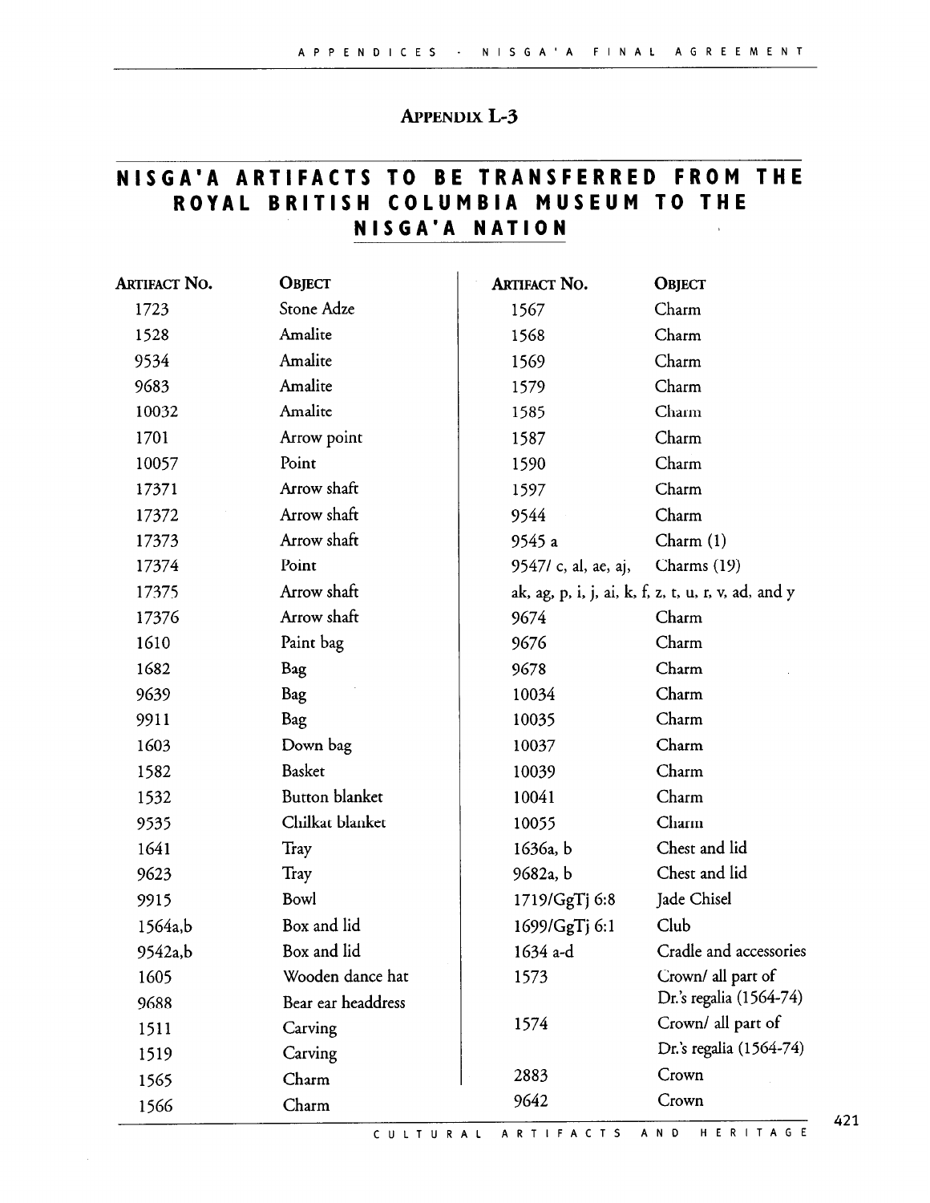## Appendix L-3

# NISGA'A ARTIFACTS TO BE TRANSFERRED FROM THE ROYAL BRITISH COLUMBIA MUSEUM TO THE NISGA'A NATION

| Artifact No. | Object |
|---|---|
| 1723 | Stone Adze |
| 1528 | Amalite |
| 9534 | Amalite |
| 9683 | Amalite |
| 10032 | Amalite |
| 1701 | Arrow point |
| 10057 | Point |
| 17371 | Arrow shaft |
| 17372 | Arrow shaft |
| 17373 | Arrow shaft |
| 17374 | Point |
| 17375 | Arrow shaft |
| 17376 | Arrow shaft |
| 1610 | Paint bag |
| 1682 | Bag |
| 9639 | Bag |
| 9911 | Bag |
| 1603 | Down bag |
| 1582 | Basket |
| 1532 | Button blanket |
| 9535 | Chilkat blanket |
| 1641 | Tray |
| 9623 | Tray |
| 9915 | Bowl |
| 1564a,b | Box and lid |
| 9542a,b | Box and lid |
| 1605 | Wooden dance hat |
| 9688 | Bear ear headdress |
| 1511 | Carving |
| 1519 | Carving |
| 1565 | Charm |
| 1566 | Charm |
| 1567 | Charm |
| 1568 | Charm |
| 1569 | Charm |
| 1579 | Charm |
| 1585 | Charm |
| 1587 | Charm |
| 1590 | Charm |
| 1597 | Charm |
| 9544 | Charm |
| 9545 a | Charm (1) |
| 9547/ c, al, ae, aj, ak, ag, p, i, j, ai, k, f, z, t, u, r, v, ad, and y | Charms (19) |
| 9674 | Charm |
| 9676 | Charm |
| 9678 | Charm |
| 10034 | Charm |
| 10035 | Charm |
| 10037 | Charm |
| 10039 | Charm |
| 10041 | Charm |
| 10055 | Charm |
| 1636a, b | Chest and lid |
| 9682a, b | Chest and lid |
| 1719/GgTj 6:8 | Jade Chisel |
| 1699/GgTj 6:1 | Club |
| 1634 a-d | Cradle and accessories |
| 1573 | Crown/ all part of Dr.'s regalia (1564-74) |
| 1574 | Crown/ all part of Dr.'s regalia (1564-74) |
| 2883 | Crown |
| 9642 | Crown |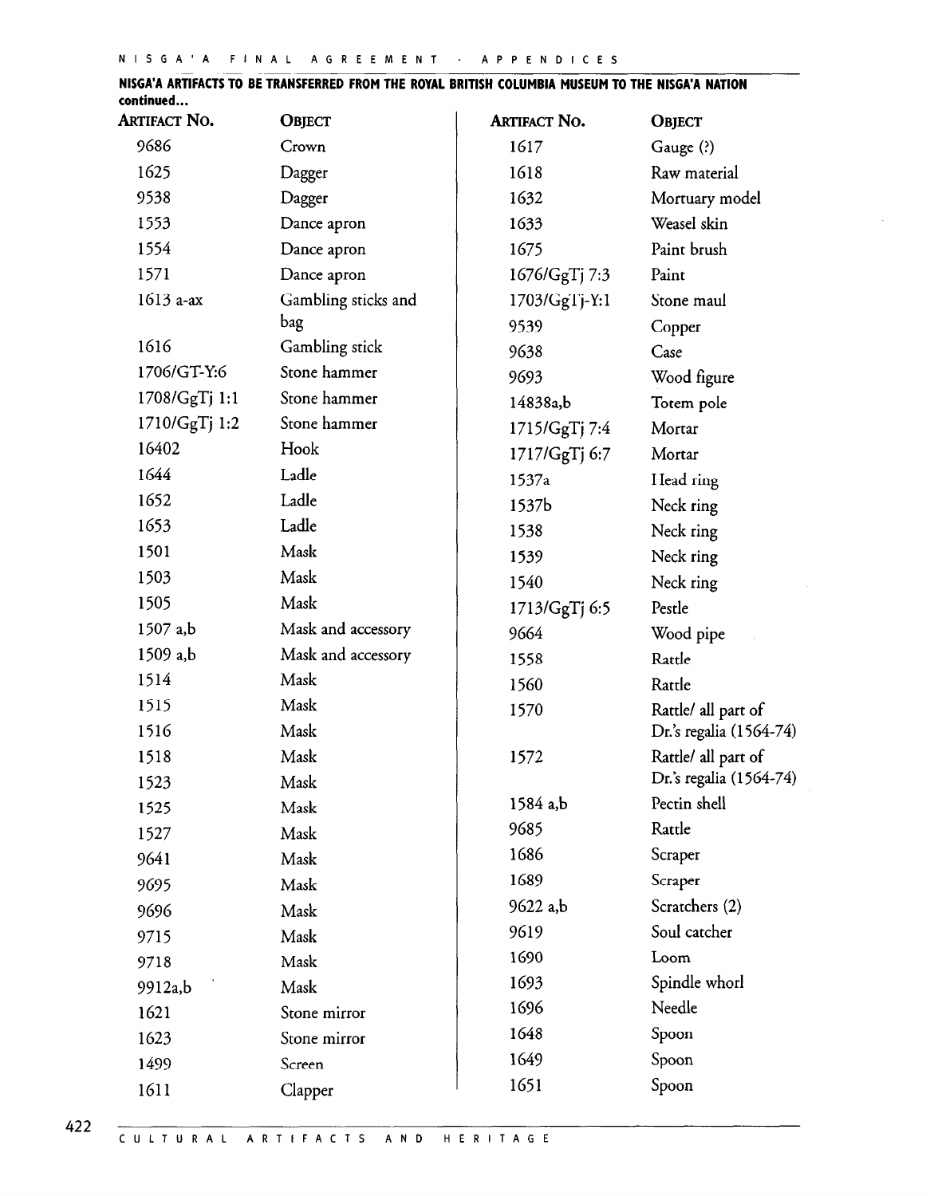**NISGA'A ARTIFACTS TO BE TRANSFERRED FROM THE ROYAL BRITISH COLUMBIA MUSEUM TO THE NISGA'A NATION continued...**

| Artifact No. | Object |
|---|---|
| 9686 | Crown |
| 1625 | Dagger |
| 9538 | Dagger |
| 1553 | Dance apron |
| 1554 | Dance apron |
| 1571 | Dance apron |
| 1613 a-ax | Gambling sticks and bag |
| 1616 | Gambling stick |
| 1706/GT-Y:6 | Stone hammer |
| 1708/GgTj 1:1 | Stone hammer |
| 1710/GgTj 1:2 | Stone hammer |
| 16402 | Hook |
| 1644 | Ladle |
| 1652 | Ladle |
| 1653 | Ladle |
| 1501 | Mask |
| 1503 | Mask |
| 1505 | Mask |
| 1507 a,b | Mask and accessory |
| 1509 a,b | Mask and accessory |
| 1514 | Mask |
| 1515 | Mask |
| 1516 | Mask |
| 1518 | Mask |
| 1523 | Mask |
| 1525 | Mask |
| 1527 | Mask |
| 9641 | Mask |
| 9695 | Mask |
| 9696 | Mask |
| 9715 | Mask |
| 9718 | Mask |
| 9912a,b | Mask |
| 1621 | Stone mirror |
| 1623 | Stone mirror |
| 1499 | Screen |
| 1611 | Clapper |
| 1617 | Gauge (?) |
| 1618 | Raw material |
| 1632 | Mortuary model |
| 1633 | Weasel skin |
| 1675 | Paint brush |
| 1676/GgTj 7:3 | Paint |
| 1703/GgTj-Y:1 | Stone maul |
| 9539 | Copper |
| 9638 | Case |
| 9693 | Wood figure |
| 14838a,b | Totem pole |
| 1715/GgTj 7:4 | Mortar |
| 1717/GgTj 6:7 | Mortar |
| 1537a | Head ring |
| 1537b | Neck ring |
| 1538 | Neck ring |
| 1539 | Neck ring |
| 1540 | Neck ring |
| 1713/GgTj 6:5 | Pestle |
| 9664 | Wood pipe |
| 1558 | Rattle |
| 1560 | Rattle |
| 1570 | Rattle/ all part of Dr.'s regalia (1564-74) |
| 1572 | Rattle/ all part of Dr.'s regalia (1564-74) |
| 1584 a,b | Pectin shell |
| 9685 | Rattle |
| 1686 | Scraper |
| 1689 | Scraper |
| 9622 a,b | Scratchers (2) |
| 9619 | Soul catcher |
| 1690 | Loom |
| 1693 | Spindle whorl |
| 1696 | Needle |
| 1648 | Spoon |
| 1649 | Spoon |
| 1651 | Spoon |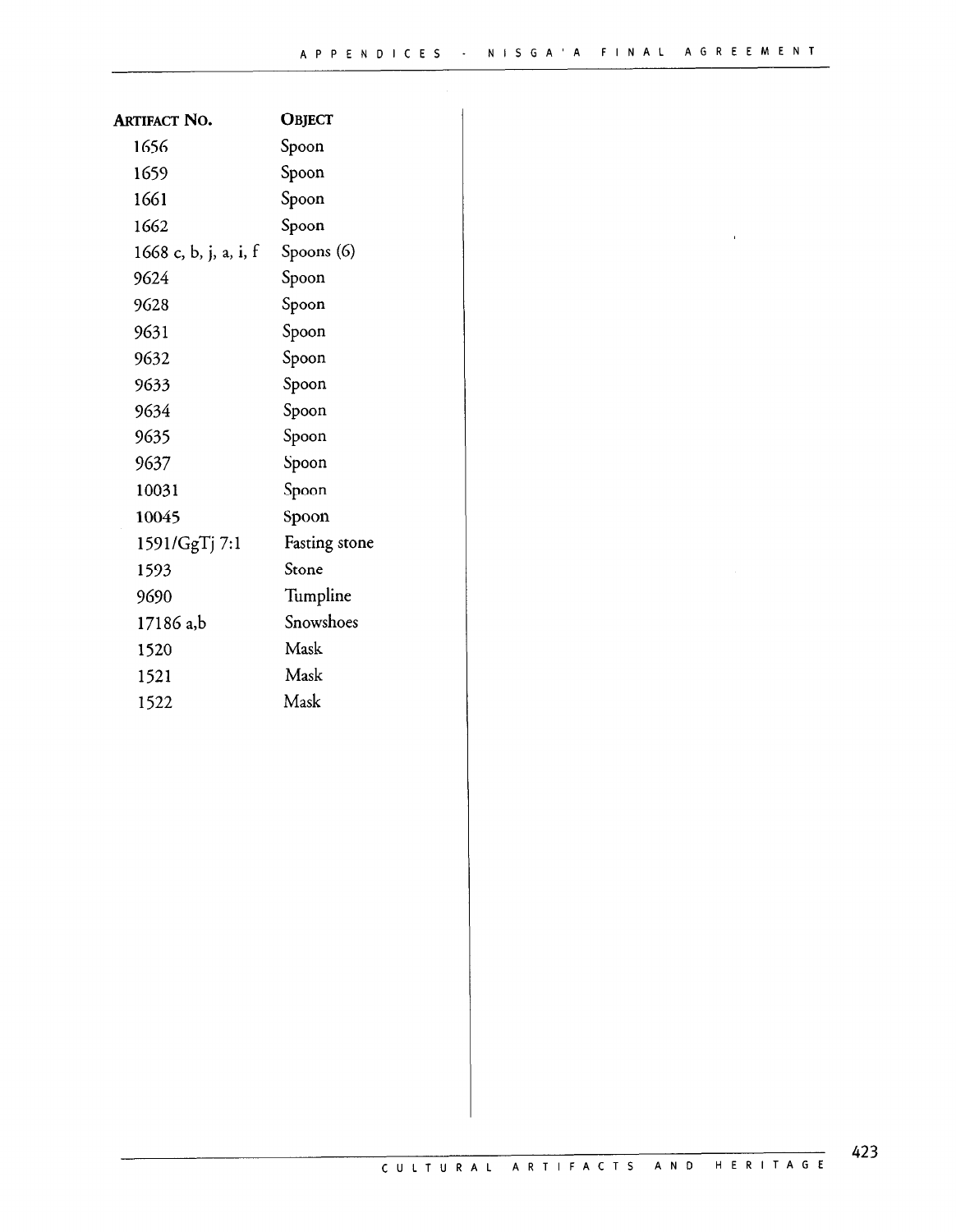| Artifact No. | Object |
|---|---|
| 1656 | Spoon |
| 1659 | Spoon |
| 1661 | Spoon |
| 1662 | Spoon |
| 1668 c, b, j, a, i, f | Spoons (6) |
| 9624 | Spoon |
| 9628 | Spoon |
| 9631 | Spoon |
| 9632 | Spoon |
| 9633 | Spoon |
| 9634 | Spoon |
| 9635 | Spoon |
| 9637 | Spoon |
| 10031 | Spoon |
| 10045 | Spoon |
| 1591/GgTj 7:1 | Fasting stone |
| 1593 | Stone |
| 9690 | Tumpline |
| 17186 a,b | Snowshoes |
| 1520 | Mask |
| 1521 | Mask |
| 1522 | Mask |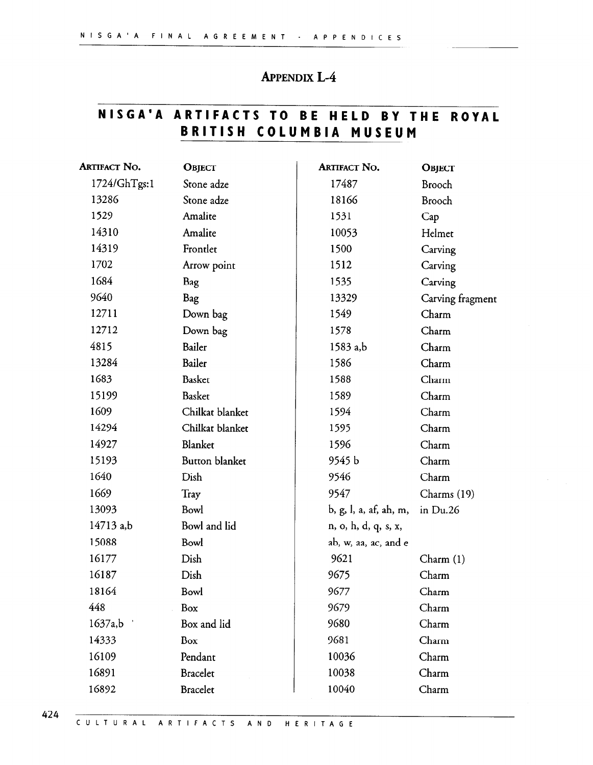## Appendix L-4

## NISGA'A ARTIFACTS TO BE HELD BY THE ROYAL BRITISH COLUMBIA MUSEUM

| Artifact No. | Object |
|---|---|
| 1724/GhTgs:1 | Stone adze |
| 13286 | Stone adze |
| 1529 | Amalite |
| 14310 | Amalite |
| 14319 | Frontlet |
| 1702 | Arrow point |
| 1684 | Bag |
| 9640 | Bag |
| 12711 | Down bag |
| 12712 | Down bag |
| 4815 | Bailer |
| 13284 | Bailer |
| 1683 | Basket |
| 15199 | Basket |
| 1609 | Chilkat blanket |
| 14294 | Chilkat blanket |
| 14927 | Blanket |
| 15193 | Button blanket |
| 1640 | Dish |
| 1669 | Tray |
| 13093 | Bowl |
| 14713 a,b | Bowl and lid |
| 15088 | Bowl |
| 16177 | Dish |
| 16187 | Dish |
| 18164 | Bowl |
| 448 | Box |
| 1637a,b | Box and lid |
| 14333 | Box |
| 16109 | Pendant |
| 16891 | Bracelet |
| 16892 | Bracelet |
| 17487 | Brooch |
| 18166 | Brooch |
| 1531 | Cap |
| 10053 | Helmet |
| 1500 | Carving |
| 1512 | Carving |
| 1535 | Carving |
| 13329 | Carving fragment |
| 1549 | Charm |
| 1578 | Charm |
| 1583 a,b | Charm |
| 1586 | Charm |
| 1588 | Charm |
| 1589 | Charm |
| 1594 | Charm |
| 1595 | Charm |
| 1596 | Charm |
| 9545 b | Charm |
| 9546 | Charm |
| 9547 b, g, l, a, af, ah, m, n, o, h, d, q, s, x, ab, w, aa, ac, and e | Charms (19) in Du.26 |
| 9621 | Charm (1) |
| 9675 | Charm |
| 9677 | Charm |
| 9679 | Charm |
| 9680 | Charm |
| 9681 | Charm |
| 10036 | Charm |
| 10038 | Charm |
| 10040 | Charm |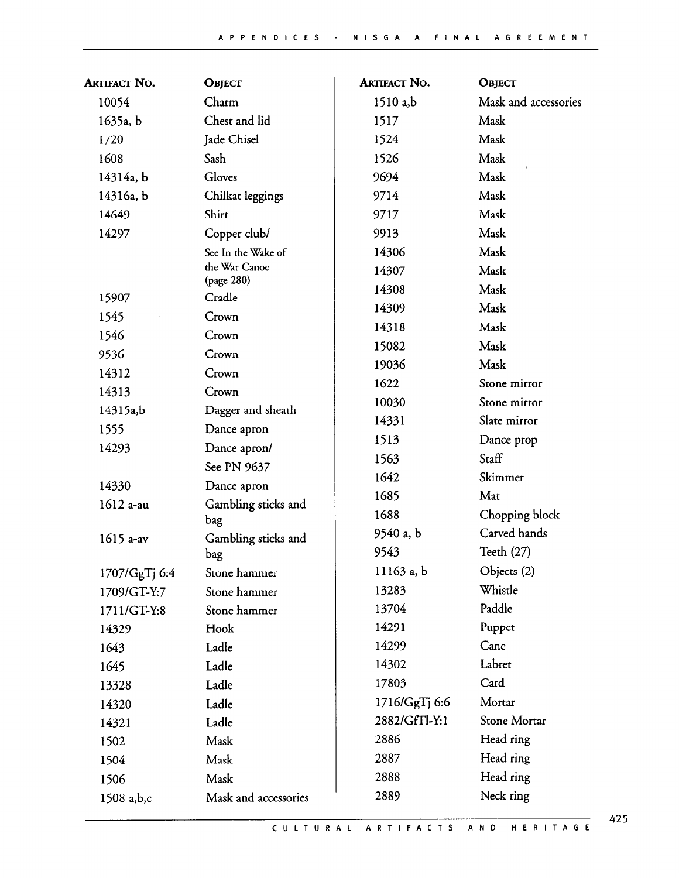| Artifact No. | Object |
|---|---|
| 10054 | Charm |
| 1635a, b | Chest and lid |
| 1720 | Jade Chisel |
| 1608 | Sash |
| 14314a, b | Gloves |
| 14316a, b | Chilkat leggings |
| 14649 | Shirt |
| 14297 | Copper club/ See In the Wake of the War Canoe (page 280) |
| 15907 | Cradle |
| 1545 | Crown |
| 1546 | Crown |
| 9536 | Crown |
| 14312 | Crown |
| 14313 | Crown |
| 14315a,b | Dagger and sheath |
| 1555 | Dance apron |
| 14293 | Dance apron/ See PN 9637 |
| 14330 | Dance apron |
| 1612 a-au | Gambling sticks and bag |
| 1615 a-av | Gambling sticks and bag |
| 1707/GgTj 6:4 | Stone hammer |
| 1709/GT-Y:7 | Stone hammer |
| 1711/GT-Y:8 | Stone hammer |
| 14329 | Hook |
| 1643 | Ladle |
| 1645 | Ladle |
| 13328 | Ladle |
| 14320 | Ladle |
| 14321 | Ladle |
| 1502 | Mask |
| 1504 | Mask |
| 1506 | Mask |
| 1508 a,b,c | Mask and accessories |
| 1510 a,b | Mask and accessories |
| 1517 | Mask |
| 1524 | Mask |
| 1526 | Mask |
| 9694 | Mask |
| 9714 | Mask |
| 9717 | Mask |
| 9913 | Mask |
| 14306 | Mask |
| 14307 | Mask |
| 14308 | Mask |
| 14309 | Mask |
| 14318 | Mask |
| 15082 | Mask |
| 19036 | Mask |
| 1622 | Stone mirror |
| 10030 | Stone mirror |
| 14331 | Slate mirror |
| 1513 | Dance prop |
| 1563 | Staff |
| 1642 | Skimmer |
| 1685 | Mat |
| 1688 | Chopping block |
| 9540 a, b | Carved hands |
| 9543 | Teeth (27) |
| 11163 a, b | Objects (2) |
| 13283 | Whistle |
| 13704 | Paddle |
| 14291 | Puppet |
| 14299 | Cane |
| 14302 | Labret |
| 17803 | Card |
| 1716/GgTj 6:6 | Mortar |
| 2882/GfTl-Y:1 | Stone Mortar |
| 2886 | Head ring |
| 2887 | Head ring |
| 2888 | Head ring |
| 2889 | Neck ring |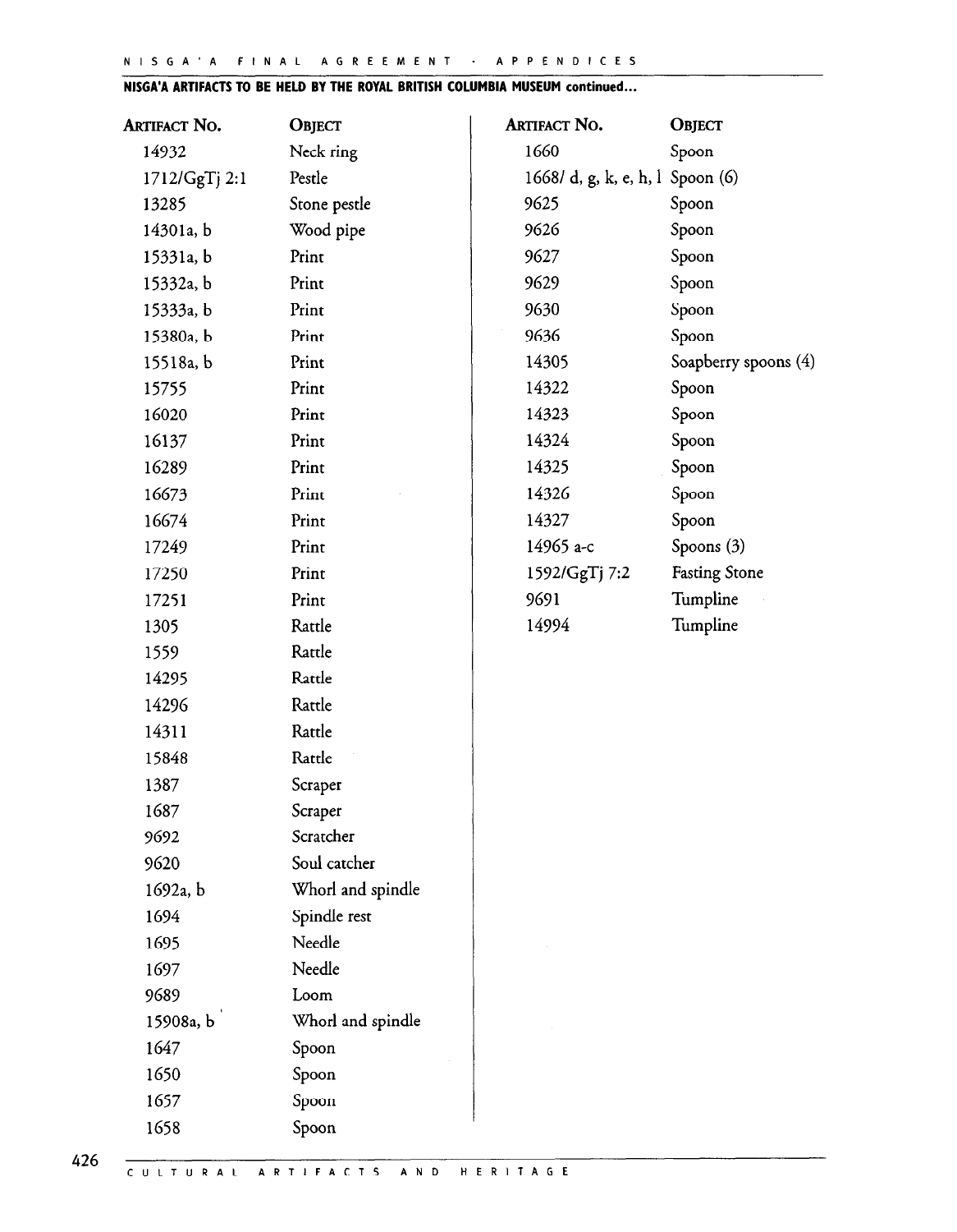**NISGA'A ARTIFACTS TO BE HELD BY THE ROYAL BRITISH COLUMBIA MUSEUM continued...**

| Artifact No. | Object |
| --- | --- |
| 14932 | Neck ring |
| 1712/GgTj 2:1 | Pestle |
| 13285 | Stone pestle |
| 14301a, b | Wood pipe |
| 15331a, b | Print |
| 15332a, b | Print |
| 15333a, b | Print |
| 15380a, b | Print |
| 15518a, b | Print |
| 15755 | Print |
| 16020 | Print |
| 16137 | Print |
| 16289 | Print |
| 16673 | Print |
| 16674 | Print |
| 17249 | Print |
| 17250 | Print |
| 17251 | Print |
| 1305 | Rattle |
| 1559 | Rattle |
| 14295 | Rattle |
| 14296 | Rattle |
| 14311 | Rattle |
| 15848 | Rattle |
| 1387 | Scraper |
| 1687 | Scraper |
| 9692 | Scratcher |
| 9620 | Soul catcher |
| 1692a, b | Whorl and spindle |
| 1694 | Spindle rest |
| 1695 | Needle |
| 1697 | Needle |
| 9689 | Loom |
| 15908a, b | Whorl and spindle |
| 1647 | Spoon |
| 1650 | Spoon |
| 1657 | Spoon |
| 1658 | Spoon |
| 1660 | Spoon |
| 1668/ d, g, k, e, h, l | Spoon (6) |
| 9625 | Spoon |
| 9626 | Spoon |
| 9627 | Spoon |
| 9629 | Spoon |
| 9630 | Spoon |
| 9636 | Spoon |
| 14305 | Soapberry spoons (4) |
| 14322 | Spoon |
| 14323 | Spoon |
| 14324 | Spoon |
| 14325 | Spoon |
| 14326 | Spoon |
| 14327 | Spoon |
| 14965 a-c | Spoons (3) |
| 1592/GgTj 7:2 | Fasting Stone |
| 9691 | Tumpline |
| 14994 | Tumpline |